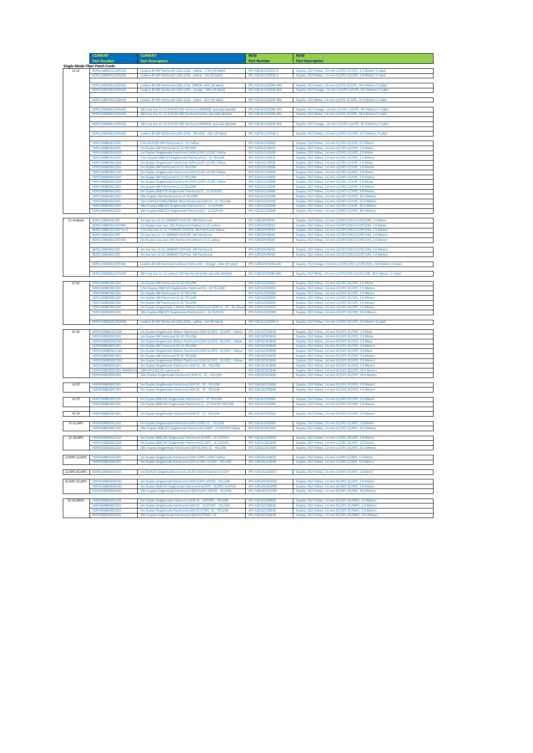| | CURRENT Part Number | CURRENT Part Description | NEW Part Number | NEW Part Description |
|---|---|---|---|---|
| **Single-Mode Fiber Patch Cords** | | | | |
| LC-LC | BOPLC108015LC203A36 | Lowloss BI SM Patchcord LCDx-LCDx - yellow - 1.5m (ID label) | VPC-S2D1LCLC0015-V | Duplex, OS2 Yellow, 1.6 mm LC/UPC-LC/UPC, 1.5 Meters V-Label |
| | BOPLC108050LC203A36 | Lowloss BI SM Patchcord LCDx-LCDx - yellow - 5m (ID label) | VPC-S2D1LCLC0050-V | Duplex, OS2 Yellow, 1.6 mm LC/UPC-LC/UPC, 5.0 Meters V-Label |
| | | | | |
| | BOPLC108240LC253A36 | Lowloss BI SM Patchcord LCDx-LCDx -GREEN- 24m (ID label) | VPC-S2D1LCLC0240-03V | Duplex, OS2 Green, 1.6 mm LC/UPC-LC/UPC, 24.0 Meters V-Label |
| | BOPLC108240LC293A36 | Lowloss BI SM Patchcord LCDx-LCDx - orange - 24m (ID label) | VPC-S2D1LCLC0240-02V | Duplex, OS2 Orange, 1.6 mm LC/UPC-LC/UPC, 24.0 Meters V-Label |
| | | | | |
| | BOPLC108250LC233A36 | Lowloss BI SM Patchcord LCDx-LCDx - white - 25m (ID label) | VPC-S2D1LCLC0250-06V | Duplex, OS2 White, 1.6 mm LC/UPC-LC/UPC, 25.0 Meters V-Label |
| | | | | |
| | BOPLC108280LC293A36 | 28m low loss LC-LC DUPLEX SM Patchcord ORANGE specially labelled | VPC-S2D1LCLC0280-02V | Duplex, OS2 Orange, 1.6 mm LC/UPC-LC/UPC, 28.0 Meters V-Label |
| | BOPLC108280LC233A36 | 28m low loss LC-LC DUPLEX SM Patchcord white specially labelled | VPC-S2D1LCLC0280-06V | Duplex, OS2 White, 1.6 mm LC/UPC-LC/UPC, 28.0 Meters V-Label |
| | | | | |
| | BOPLC108300LC293A36 | 30m low loss LC-LC DUPLEX SM Patchcord ORANGE specially labelled | VPC-S2D1LCLC0300-02V | Duplex, OS2 Orange, 1.6 mm LC/UPC-LC/UPC, 30.0 Meters V-Label |
| | | | | |
| | BOPLC108320LC203A36 | Lowloss BI SM Patchcord LCDx-LCDx - YELLOW - 32m (ID label) | VPC-S2D1LCLC0320-V | Duplex, OS2 Yellow, 1.6 mm LC/UPC-LC/UPC, 32.0 Meters V-Label |
| | | | | |
| | HOPLC008005LC203 | 0.5m DUPLEX SM Patchcord LC - LC Yellow | VPC-S2D1LCLC0005 | Duplex, OS2 Yellow, 1.6 mm LC/UPC-LC/UPC, 0.5 Meters |
| | HOPLC008010LC203 | 1m Duplex SM Patchcord LC-LC YELLOW | VPC-S2D1LCLC0010 | Duplex, OS2 Yellow, 1.6 mm LC/UPC-LC/UPC, 1.0 Meter |
| | HOPLU008010UL203 | 1m Duplex Singlemode Patchcord LSOH LCUPC-LCUPC Yellow | VPC-S2D1LCLC0010 | Duplex, OS2 Yellow, 1.6 mm LC/UPC-LC/UPC, 1.0 Meter |
| | HOPLC008015LC203 | 1.5m Duplex 008/125 Singlemode Patchcord LC - LC YELLOW | VPC-S2D1LCLC0015 | Duplex, OS2 Yellow, 1.6 mm LC/UPC-LC/UPC, 1.5 Meters |
| | HOPLU008020UL203 | 2m Duplex Singlemode Patchcord LSOH LCUPC-LCUPC Yellow | VPC-S2D1LCLC0020 | Duplex, OS2 Yellow, 1.6 mm LC/UPC-LC/UPC, 2.0 Meter |
| | HOPLC008020LC203 | 2m Duplex SM Patchcord LC-LC YELLOW | VPC-S2D1LCLC0020 | Duplex, OS2 Yellow, 1.6 mm LC/UPC-LC/UPC, 2.0 Meters |
| | HOPLU008030UL203 | 3m Duplex Singlemode Patchcord LSOH LCUPC-LCUPC Yellow | VPC-S2D1LCLC0030 | Duplex, OS2 Yellow, 1.6 mm LC/UPC-LC/UPC, 3.0 Meter |
| | HOPLC008030LC203 | 3m Duplex SM Patchcord LC-LC YELLOW | VPC-S2D1LCLC0030 | Duplex, OS2 Yellow, 1.6 mm LC/UPC-LC/UPC, 3.0 Meters |
| | HOPLU008050UL203 | 5m Duplex Singlemode Patchcord LSOH LCUPC-LCUPC Yellow | VPC-S2D1LCLC0050 | Duplex, OS2 Yellow, 1.6 mm LC/UPC-LC/UPC, 5.0 Meter |
| | HOPLC008050LC203 | 5m Duplex SM Patchcord LC-LC YELLOW | VPC-S2D1LCLC0050 | Duplex, OS2 Yellow, 1.6 mm LC/UPC-LC/UPC, 5.0 Meters |
| | HOPLC008060LC203 | 6m Duplex 008/125 Singlemode Patchcord LC - LC DUPLEX | VPC-S2D1LCLC0060 | Duplex, OS2 Yellow, 1.6 mm LC/UPC-LC/UPC, 6.0 Meters |
| | HOPLC008100LC203 | 10m Duplex SM Patchcord LC-LC YELLOW | VPC-S2D1LCLC0100 | Duplex, OS2 Yellow, 1.6 mm LC/UPC-LC/UPC, 10.0 Meters |
| | HOPLC008150LC203 | 15m DUPLEX SINGLEMODE fibre Patchcord LSOH LC - LC YELLOW | VPC-S2D1LCLC0150 | Duplex, OS2 Yellow, 1.6 mm LC/UPC-LC/UPC, 15.0 Meters |
| | HOPLC008200LC203 | 20m Duplex 008/125 Singlemode Patchcord LC - LC DUPLEX | VPC-S2D1LCLC0200 | Duplex, OS2 Yellow, 1.6 mm LC/UPC-LC/UPC, 20.0 Meters |
| | HOPLC008300LC203 | 30m Duplex 008/125 Singlemode Patchcord LC - LC DUPLEX | VPC-S2D1LCLC0300 | Duplex, OS2 Yellow, 1.6 mm LC/UPC-LC/UPC, 30.0 Meters |
| | | | | |
| LC-Uniboot | BOPLC108010LC207 | 1m low loss LC-LC UNIBOOT DUPLEX SM Patchcord | VPC-S2R2LPLP0010 | Duplex, OS2 Yellow, 2.0 mm LC/UPC/UNI-LC/UPC/UNI, 1.0 Meter |
| | BOPLC108010LC207A40 | 1m Duplex Low Loss OS2 Patchcord Uniboot LC-LC yellow | VPC-S2R2LPLP0010 | Duplex, OS2 Yellow, 2.0 mm LC/UPC/UNI-LC/UPC/UNI, 1.0 Meter |
| | BOPLC108015LC207 rev A | 1.5m low loss LC-LC UNIBOOT DUPLEX SM Patchcord Yellow | VPC-S2R2LPLP0015 | Duplex, OS2 Yellow, 2.0 mm LC/UPC/UNI-LC/UPC/UNI, 1.5 Meters |
| | BOPLC108020LC207 | 2m low loss LC-LC UNIBOOT DUPLEX SM Patchcord | VPC-S2R2LPLP0020 | Duplex, OS2 Yellow, 2.0 mm LC/UPC/UNI-LC/UPC/UNI, 2.0 Meters |
| | BOPLC108020LC207A40 | 2m Duplex Low Loss OS2 Patchcord Uniboot LC-LC yellow | VPC-S2R2LPLP0020 | Duplex, OS2 Yellow, 2.0 mm LC/UPC/UNI-LC/UPC/UNI, 2.0 Meters |
| | | | | |
| | BOPLC108030LC207 | 3m low loss LC-LC UNIBOOT DUPLEX SM Patchcord | VPC-S2R2LPLP0030 | Duplex, OS2 Yellow, 2.0 mm LC/UPC/UNI-LC/UPC/UNI, 3.0 Meters |
| | BOPLC108050LC207 | 5m low loss LC-LC UNIBOOT DUPLEX SM Patchcord | VPC-S2R2LPLP0050 | Duplex, OS2 Yellow, 2.0 mm LC/UPC/UNI-LC/UPC/UNI, 5.0 Meters |
| | | | | |
| | BOPLC108240LC297A36 | Lowloss BI SM Patchcord Uniboot LCDx-LCDx - Orange - 24m (ID label) | VPC-S2R2LPLP0240-02V | Duplex, OS2 Orange, 2.0 mm LC/UPC/UNI-LC/UPC/UNI, 24.0 Meters V-Label |
| | | | | |
| | BOPLC108280LC237A36 | 28m low loss LC-LC uniboot SM Patchcord white specially labelled | VPC-S2R2LPLP0280-06V | Duplex, OS2 White, 2.0 mm LC/UPC/UNI-LC/UPC/UNI, 28.0 Meters, V-Label |
| | | | | |
| LC-SC | HOPLC008010SC203 | 1m Duplex SM Patchcord LC-SC YELLOW | VPC-S2D1LCSC0010 | Duplex, OS2 Yellow, 1.6 mm LC/UPC-SC/UPC, 1.0 Meter |
| | HOPLC008015SC203 | 1.5m Duplex 008/125 Singlemode Patchcord LC - SC YELLOW | VPC-S2D1LCSC0015 | Duplex, OS2 Yellow, 1.6 mm LC/UPC-SC/UPC, 1.5 Meters |
| | HOPLC008020SC203 | 2m Duplex SM Patchcord LC-SC YELLOW | VPC-S2D1LCSC0020 | Duplex, OS2 Yellow, 1.6 mm LC/UPC-SC/UPC, 2.0 Meters |
| | HOPLC008030SC203 | 3m Duplex SM Patchcord LC-SC YELLOW | VPC-S2D1LCSC0030 | Duplex, OS2 Yellow, 1.6 mm LC/UPC-SC/UPC, 3.0 Meters |
| | HOPLC008050SC203 | 5m Duplex SM Patchcord LC-SC YELLOW | VPC-S2D1LCSC0050 | Duplex, OS2 Yellow, 1.6 mm LC/UPC-SC/UPC, 5.0 Meters |
| | HOPLC008070SC203 | 7m Duplex Singlemode 2.00mm/900um Patchcord LSOH LC - SC - No Sheath | VPC-S2D1LCSC0070 | Duplex, OS2 Yellow, 1.6 mm LC/UPC-SC/UPC, 7.0 Meters |
| | HOPLC008100SC203 | 10m Duplex 008/125 Singlemode Patchcord LC - SC DUPLEX | VPC-S2D1LCSC0100 | Duplex, OS2 Yellow, 1.6 mm LC/UPC-SC/UPC, 10.0 Meters |
| | | | | |
| | BOPLC108020SC203A36 | Lowloss BI SM Patchcord LCDx-SCDx - yellow - 2m (ID label) | VPC-S2D1LCSC0020-V | Duplex, OS2 Yellow, 1.6 mm LC/UPC-SC/UPC, 2.0 Meters V-Label |
| | | | | |
| SC-SC | HOPUC008010UC201 | 1m Duplex Singlemode 900um Patchcord LSOH SC/UPC - SC/UPC - Yellow | VPC-S2D1SCSC0010 | Duplex, OS2 Yellow, 1.6 mm SC/UPC-SC/UPC, 1.0 Mete |
| | HOPSC008010SC201 | 1m Duplex SM Patchcord SC-SC YELLOW | VPC-S2D1SCSC0010 | Duplex, OS2 Yellow, 1.6 mm SC/UPC-SC/UPC, 1.0 Meter |
| | HOPUC008020UC201 | 2m Duplex Singlemode 900um Patchcord LSOH SC/UPC - SC/UPC - Yellow | VPC-S2D1SCSC0020 | Duplex, OS2 Yellow, 1.6 mm SC/UPC-SC/UPC, 2.0 Mete |
| | HOPSC008020SC201 | 2m Duplex SM Patchcord SC-SC YELLOW | VPC-S2D1SCSC0020 | Duplex, OS2 Yellow, 1.6 mm SC/UPC-SC/UPC, 2.0 Meters |
| | HOPUC008030UC201 | 3m Duplex Singlemode 900um Patchcord LSOH SC/UPC - SC/UPC - Yellow | VPC-S2D1SCSC0030 | Duplex, OS2 Yellow, 1.6 mm SC/UPC-SC/UPC, 3.0 Mete |
| | HOPSC008030SC201 | 3m Duplex SM Patchcord SC-SC YELLOW | VPC-S2D1SCSC0030 | Duplex, OS2 Yellow, 1.6 mm SC/UPC-SC/UPC, 3.0 Meters |
| | HOPUC008050UC201 | 5m Duplex Singlemode 900um Patchcord LSOH SC/UPC - SC/UPC - Yellow | VPC-S2D1SCSC0050 | Duplex, OS2 Yellow, 1.6 mm SC/UPC-SC/UPC, 5.0 Meters |
| | HOPSC008050SC201 | 5m Duplex Singlemode Patchcord LSOH SC - SC - YELLOW | VPC-S2D1SCSC0050 | Duplex, OS2 Yellow, 1.6 mm SC/UPC-SC/UPC, 5.0 Meters |
| | HOPSC008100SC201 10MDPLEX | 10M DPLEXSC/SC patchcord | VPC-S2D1SCSC0100 | Duplex, OS2 Yellow, 1.6 mm SC/UPC-SC/UPC, 10.0 Meters |
| | HOPSC008150SC201 | 20m Duplex Singlemode Patchcord LSOH SC - SC - YELLOW | VPC-S2D1SCSC0200 | Duplex, OS2 Yellow, 1.6 mm SC/UPC-SC/UPC, 20.0 Meters |
| | | | | |
| LC-ST | HOPSC008020ST201 | 2m Duplex Singlemode Patchcord LSOH SC - ST - YELLOW | VPC-S2D1SCST0020 | Duplex, OS2 Yellow, 1.6 mm SC/UPC-ST/UPC, 2.0 Meters |
| | HOPSC008030ST201 | 3m Duplex Singlemode Patchcord LSOH SC - ST - YELLOW | VPC-S2D1SCST0030 | Duplex, OS2 Yellow, 1.6 mm SC/UPC-ST/UPC, 3.0 Meters |
| | | | | |
| LC-ST | HOPLC008020ST203 | 2m Duplex 008/125 Singlemode Patchcord LC - ST YELLOW | VPC-S2D1LCST0020 | Duplex, OS2 Yellow, 1.6 mm LC/UPC-ST/UPC, 2.0 Meters |
| | HOPLC008050ST203 | 5m Duplex 008/125 Singlemode Patchcord LC - ST DUPLEX YELLOW | VPC-S2D1LCST0050 | Duplex, OS2 Yellow, 1.6 mm LC/UPC-ST/UPC, 5.0 Meters |
| | | | | |
| ST-ST | HOPST008020ST201 | 2m Duplex Singlemode Patchcord LSOH ST - ST - YELLOW | VPC-S2D1STST0020 | Duplex, OS2 Yellow, 1.6 mm ST/UPC-ST/UPC, 2.0 Meters |
| | | | | |
| LC-LC/APC | HOPAL008020LC203 | 2m Duplex Singlemode Patchcord LSZH LC/APC-LC - YELLOW | VPC-S2D1LCAL0020 | Duplex, OS2 Yellow, 1.6 mm LC/UPC-LC/APC, 2.0 Meters |
| | HOPAL008100LC203 | 10m Duplex 008/125 Singlemode Patchcord LC/APC - LC DUPLEX Yellow | VPC-S2D1LCAL0100 | Duplex, OS2 Yellow, 1.6 mm LC/UPC-LC/APC, 10.0 Meters |
| | | | | |
| LC-SC/APC | HOPAC008020LC203 | 2m Duplex 008/125 Singlemode Patchcord SC/APC - LC DUPLEX | VPC-S2D1LCAC0020 | Duplex, OS2 Yellow, 1.6 mm LC/UPC-SC/APC, 2.0 Meters |
| | HOPAC008030LC203 | 3m Duplex 008/125 Singlemode Patchcord SC/APC - LC DUPLEX | VPC-S2D1LCAC0030 | Duplex, OS2 Yellow, 1.6 mm LC/UPC-SC/APC, 3.0 Meters |
| | HOPAC008100LC203 | 10m Duplex Singlemode Patchcord LSZH SC/APC-LC - YELLOW | VPC-S2D1LCAC0100 | Duplex, OS2 Yellow, 1.6 mm LC/UPC-SC/APC, 10.0 Meters |
| | | | | |
| LC/APC-LC/APC | HOPAL008010AL203 | 1m Duplex Singlemode Patchcord LSOH LCAPC-LCAPC Yellow | VPC-S2D1ALAL0010 | Duplex, OS2 Yellow, 1.6 mm LC/APC-LC/APC, 1.0 Meter |
| | HOPAL008030AL203 | 3m Duplex Singlemode Patchcord LSZH LC/APC-LC/APC - YELLOW | VPC-S2D1ALAL0030 | Duplex, OS2 Yellow, 1.6 mm LC/APC-LC/APC, 3.0 Meters |
| | | | | |
| LC/APC-SC/APC | BOPAL208010AC203 | 1m DUPLEX Singlemode Low Loss (G.657.A2) BI Patchcord LSZH | VPC-S2D1ALAC0010 | Duplex, OS2 Yellow, 1.6 mm LC/APC-SC/APC, 1.0 Meter |
| | | | | |
| SC/APC-SC/APC | HOPAC008020AC201 | 2m Duplex Singlemode Patchcord LSOH SCAPC-APCSC - YELLOW | VPC-S2D1ACAC0020 | Duplex, OS2 Yellow, 1.6 mm SC/APC-SC/APC, 2.0 Meters |
| | HOPAC008030AC203 | 3m Duplex 008/125 Singlemode Patchcord SC/APC - SC/APC DUPLEX | VPC-S2D1ACAC0030 | Duplex, OS2 Yellow, 1.6 mm SC/APC-SC/APC, 3.0 Meters |
| | HOPAC008700AC201 | 70m Duplex Singlemode Patchcord LSOH SCAPC-APCSC - YELLOW | VPC-S2D1ACAC0700 | Duplex, OS2 Yellow, 1.6 mm SC/APC-SC/APC, 70.0 Meters |
| | | | | |
| SC-SC/9APC | HOPC9008020SC201 | 2m Duplex Singlemode Patchcord LSOH SC - SC9°APC - YELLOW | VPC-S2D1SCC90020 | Duplex, OS2 Yellow, 1.6 mm SC/UPC-SC/9APC, 2.0 Meters |
| | HOPC9008030SC201 | 3m Duplex Singlemode Patchcord LSOH SC - SC/9°APC - YELLOW | VPC-S2D1SCC90030 | Duplex, OS2 Yellow, 1.6 mm SC/UPC-SC/9APC, 3.0 Meters |
| | HOPC9008050SC201 | 5m Duplex Singlemode Patchcord LSOH SC - SC 9°APC - SC - YELLOW | VPC-S2D1SCC90050 | Duplex, OS2 Yellow, 1.6 mm SC/UPC-SC/9APC, 5.0 Meters |
| | HOPC9008100SC201 | 10m Duplex Singlemode Patchcord LSOH SC/9°APC- SC | VPC-S2D1SCC90100 | Duplex, OS2 Yellow, 1.6 mm SC/UPC-SC/9APC, 10.0 Meters |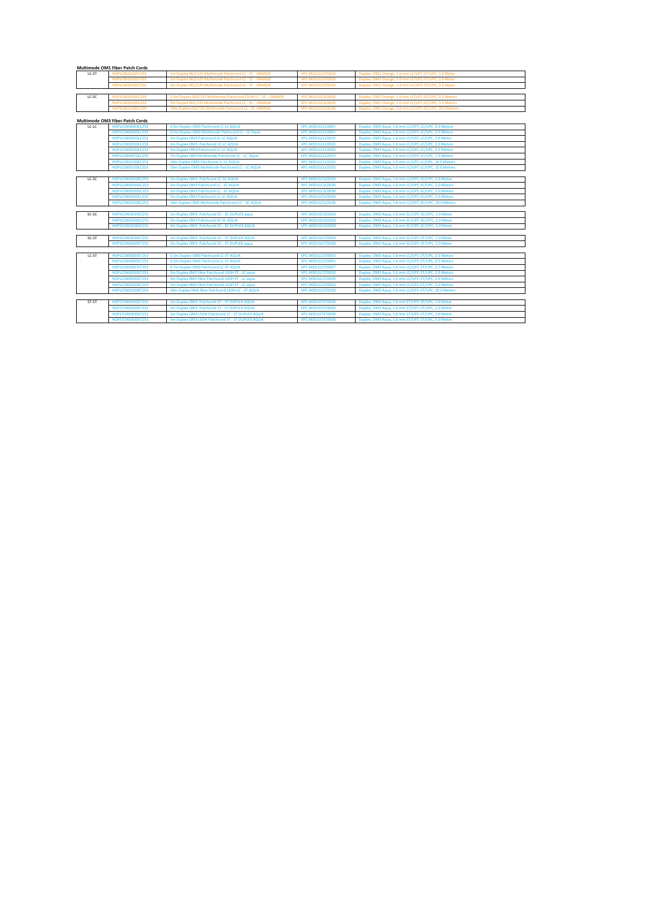## Multimode OM1 Fiber Patch Cords

| | | | | |
|---|---|---|---|---|
| LC-ST | HOPLC06201OST293 | 1m Duplex 062/125 Multimode Patchcord LC - ST - ORANGE | VPC-M1D1LCST0010 | Duplex, OM1 Orange, 1.6 mm LC/UPC-ST/UPC, 1.0 Meter |
| | HOPLC06202OST293 | 2m Duplex 062/125 Multimode Patchcord LC - ST - ORANGE | VPC-M1D1LCST0020 | Duplex, OM1 Orange, 1.6 mm LC/UPC-ST/UPC, 2.0 Meter |
| | HOPLC06203OST293 | 3m Duplex 062/125 Multimode Patchcord LC - ST - ORANGE | VPC-M1D1LCST0030 | Duplex, OM1 Orange, 1.6 mm LC/UPC-ST/UPC, 3.0 Meter |

| | | | | |
|---|---|---|---|---|
| LC-SC | HOPLC062003SC293 | 0.3m Duplex 062/125 Multimode Patchcord LSOH LC - SC - ORANGE | VPC-M1D1LCSC0003 | Duplex, OM1 Orange, 1.6 mm LC/UPC-SC/UPC, 0.3 Meters |
| | HOPLC06203OSC293 | 3m Duplex 062/125 Multimode Patchcord LC - SC - ORANGE | VPC-M1D1LCSC0030 | Duplex, OM1 Orange, 1.6 mm LC/UPC-SC/UPC, 3.0 Meters |
| | HOPLC06210OSC293 | 10m Duplex 062/125 Multimode Patchcord LC - SC ORANGE | VPC-M1D1LCSC0100 | Duplex, OM1 Orange, 1.6 mm LC/UPC-SC/UPC, 10.0 Meters |

## Multimode OM3 Fiber Patch Cords

| | | | | |
|---|---|---|---|---|
| LC-LC | HOPLCOM3003LC253 | 0.3m Duplex OM3 Patchcord LC-LC AQUA | VPC-M3D1LCLC0003 | Duplex, OM3 Aqua, 1.6 mm LC/UPC-LC/UPC, 0.3 Meters |
| | HOPLCOM3005LC253 | 0.5m Duplex OM3 Multimode Patchcord LC - LC Aqua | VPC-M3D1LCLC0005 | Duplex, OM3 Aqua, 1.6 mm LC/UPC-LC/UPC, 0.5 Meters |
| | HOPLCOM3010LC253 | 1m Duplex OM3 Patchcord LC-LC AQUA | VPC-M3D1LCLC0010 | Duplex, OM3 Aqua, 1.6 mm LC/UPC-LC/UPC, 1.0 Meter |
| | HOPLCOM3020LC253 | 2m Duplex OM3 Patchcord LC-LC AQUA | VPC-M3D1LCLC0020 | Duplex, OM3 Aqua, 1.6 mm LC/UPC-LC/UPC, 2.0 Meters |
| | HOPLCOM3030LC253 | 3m Duplex OM3 Patchcord LC-LC AQUA | VPC-M3D1LCLC0030 | Duplex, OM3 Aqua, 1.6 mm LC/UPC-LC/UPC, 3.0 Meters |
| | HOPLCOM3070LC253 | 7m Duplex OM3 Multimode Patchcord LC - LC -Aqua | VPC-M3D1LCLC0070 | Duplex, OM3 Aqua, 1.6 mm LC/UPC-LC/UPC, 7.0 Meters |
| | HOPLCOM3100LC253 | 10m Duplex OM3 Patchcord LC-LC AQUA | VPC-M3D1LCLC0100 | Duplex, OM3 Aqua, 1.6 mm LC/UPC-LC/UPC, 10.0 Meters |
| | HOPLCOM3150LC253 | 15m Duplex OM3 Multimode Patchcord LC - LC AQUA | VPC-M3D1LCLC0150 | Duplex, OM3 Aqua, 1.6 mm LC/UPC-LC/UPC, 15.0 Meters |

| | | | | |
|---|---|---|---|---|
| LC-SC | HOPLCOM3010SC253 | 1m Duplex OM3 Patchcord LC-SC AQUA | VPC-M3D1LCSC0010 | Duplex, OM3 Aqua, 1.6 mm LC/UPC-SC/UPC, 1.0 Meter |
| | HOPLCOM3020SC253 | 2m Duplex OM3 Patchcord LC - SC AQUA | VPC-M3D1LCSC0020 | Duplex, OM3 Aqua, 1.6 mm LC/UPC-SC/UPC, 2.0 Meters |
| | HOPLCOM3030SC253 | 3m Duplex OM3 Patchcord LC - SC AQUA | VPC-M3D1LCSC0030 | Duplex, OM3 Aqua, 1.6 mm LC/UPC-SC/UPC, 3.0 Meters |
| | HOPLCOM3050LC253 | 5m Duplex OM3 Patchcord LC-LC AQUA | VPC-M3D1LCSC0050 | Duplex, OM3 Aqua, 1.6 mm LC/UPC-SC/UPC, 5.0 Meters |
| | HOPLCOM3100SC253 | 10m Duplex OM3 Multimode Patchcord LC - SC AQUA | VPC-M3D1LCSC0100 | Duplex, OM3 Aqua, 1.6 mm LC/UPC-SC/UPC, 10.0 Meters |

| | | | | |
|---|---|---|---|---|
| SC-SC | HOPSCOM3010SC251 | 1m Duplex OM3 Patchcord SC - SC DUPLEX aqua | VPC-M3D1SCSC0010 | Duplex, OM3 Aqua, 1.6 mm SC/UPC-SC/UPC, 1.0 Meter |
| | HOPSCOM3020SC251 | 2m Duplex OM3 Patchcord SC-SC AQUA | VPC-M3D1SCSC0020 | Duplex, OM3 Aqua, 1.6 mm SC/UPC-SC/UPC, 2.0 Meter |
| | HOPSCOM3030SC251 | 3m Duplex OM3 Patchcord SC - SC DUPLEX AQUA | VPC-M3D1SCSC0030 | Duplex, OM3 Aqua, 1.6 mm SC/UPC-SC/UPC, 3.0 Meter |

| | | | | |
|---|---|---|---|---|
| SC-ST | HOPSCOM3010ST251 | 1m Duplex OM3 Patchcord SC - ST DUPLEX AQUA | VPC-M3D1SCST0010 | Duplex, OM3 Aqua, 1.6 mm SC/UPC-ST/UPC, 1.0 Meter |
| | HOPSCOM3020ST251 | 2m Duplex OM3 Patchcord SC - ST DUPLEX aqua | VPC-M3D1SCST0020 | Duplex, OM3 Aqua, 1.6 mm SC/UPC-ST/UPC, 2.0 Meter |

| | | | | |
|---|---|---|---|---|
| LC-ST | HOPLCOM3003ST253 | 0.3m Duplex OM3 Patchcord LC-ST AQUA | VPC-M3D1LCST0003 | Duplex, OM3 Aqua, 1.6 mm LC/UPC-ST/UPC, 0.3 Meters |
| | HOPLCOM3005ST253 | 0.5m Duplex OM3 Patchcord LC-ST AQUA | VPC-M3D1LCST0005 | Duplex, OM3 Aqua, 1.6 mm LC/UPC-ST/UPC, 0.5 Meters |
| | HOPLCOM3007ST253 | 0.7m Duplex OM3 Patchcord LC-ST AQUA | VPC-M3D1LCST0007 | Duplex, OM3 Aqua, 1.6 mm LC/UPC-ST/UPC, 0.7 Meters |
| | HOPLCOM3020ST253 | 2m Duplex 0M3 fibre Patchcord LSOH ST - LC aqua | VPC-M3D1LCST0020 | Duplex, OM3 Aqua, 1.6 mm LC/UPC-ST/UPC, 2.0 Meters |
| | HOPLCOM3030ST253 | 3m Duplex 0M3 fibre Patchcord LSOH ST - LC aqua | VPC-M3D1LCST0030 | Duplex, OM3 Aqua, 1.6 mm LC/UPC-ST/UPC, 3.0 Meters |
| | HOPLCOM3050ST253 | 5m Duplex 0M3 fibre Patchcord LSOH ST - LC aqua | VPC-M3D1LCST0050 | Duplex, OM3 Aqua, 1.6 mm LC/UPC-ST/UPC, 5.0 Meters |
| | HOPLCOM3100ST253 | 10m Duplex 0M3 fibre Patchcord LSOH LC - ST AQUA | VPC-M3D1LCST0100 | Duplex, OM3 Aqua, 1.6 mm LC/UPC-ST/UPC, 10.0 Meters |

| | | | | |
|---|---|---|---|---|
| ST-ST | HOPSTOM3010ST251 | 1m Duplex OM3 Patchcord ST - ST DUPLEX AQUA | VPC-M3D1STST0010 | Duplex, OM3 Aqua, 1.6 mm ST/UPC-ST/UPC, 1.0 Meter |
| | HOPSTOM3020ST251 | 2m Duplex OM3 Patchcord ST - ST DUPLEX AQUA | VPC-M3D1STST0020 | Duplex, OM3 Aqua, 1.6 mm ST/UPC-ST/UPC, 2.0 Meter |
| | HOPSTOM3030ST251 | 3m Duplex OM3 LSOH Patchcord ST - ST DUPLEX AQUA | VPC-M3D1STST0030 | Duplex, OM3 Aqua, 1.6 mm ST/UPC-ST/UPC, 3.0 Meter |
| | HOPSTOM3050ST251 | 5m Duplex OM3 LSOH Patchcord ST - ST DUPLEX AQUA | VPC-M3D1STST0050 | Duplex, OM3 Aqua, 1.6 mm ST/UPC-ST/UPC, 5.0 Meter |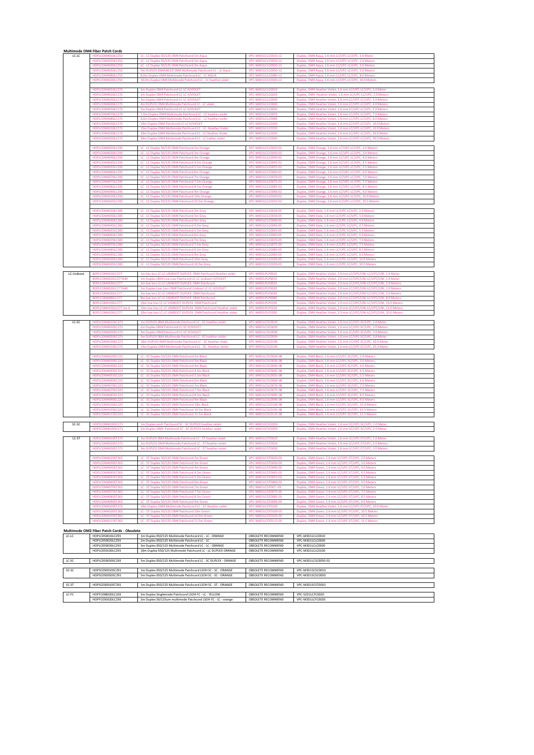## Multimode OM4 Fiber Patch Cords

| | | | | |
|---|---|---|---|---|
| LC-LC | HOPLCOM4010LC253 | LC - LC Duplex 50/125 OM4 Patchcord 1m Aqua | VPC-M4D1LCLC0010-12 | Duplex, OM4 Aqua, 1.6 mm LC/UPC-LC/UPC, 1.0 Meter |
| | HOPLCOM4020LC253 | LC - LC Duplex 50/125 OM4 Patchcord 2m Aqua | VPC-M4D1LCLC0020-12 | Duplex, OM4 Aqua, 1.6 mm LC/UPC-LC/UPC, 2.0 Meters |
| | HOPLCOM4030LC253 | LC - LC Duplex 50/125 OM4 Patchcord 3m Aqua | VPC-M4D1LCLC0030-12 | Duplex, OM4 Aqua, 1.6 mm LC/UPC-LC/UPC, 3.0 Meters |
| | HOPLCOM4050LC253 | 5m DUPLEX ENHANCED OM4 Multimode Patchcord LC - LC Aqua | VPC-M4D1LCLC0050-12 | Duplex, OM4 Aqua, 1.6 mm LC/UPC-LC/UPC, 5.0 Meters |
| | HOPLCOM4080LC253 | 8.0m Duplex OM4 Multimode Patchcord LC - LC AQUA | VPC-M4D1LCLC0080-12 | Duplex, OM4 Aqua, 1.6 mm LC/UPC-LC/UPC, 8.0 Meters |
| | HOPLCOM4100LC253 | 10.0m Duplex OM4 Multimode Patchcord LC - LC heather violet | VPC-M4D1LCLC0100-12 | Duplex, OM4 Aqua, 1.6 mm LC/UPC-LC/UPC, 10.0 Meters |
| | | | | |
| | HOPLCOM4010LC273 | 1m Duplex OM4 Patchcord LC-LC H/VIOLET | VPC-M4D1LCLC0010 | Duplex, OM4 Heather Violet, 1.6 mm LC/UPC-LC/UPC, 1.0 Meter |
| | HOPLCOM4020LC273 | 2m Duplex OM4 Patchcord LC-LC H/VIOLET | VPC-M4D1LCLC0020 | Duplex, OM4 Heather Violet, 1.6 mm LC/UPC-LC/UPC, 2.0 Meters |
| | HOPLCOM4030LC273 | 3m Duplex OM4 Patchcord LC-LC H/VIOLET | VPC-M4D1LCLC0030 | Duplex, OM4 Heather Violet, 1.6 mm LC/UPC-LC/UPC, 3.0 Meters |
| | HOPLCOM4040LC273 | 4m DUPLEX OM4 Multimode Patchcord LC - LC violet | VPC-M4D1LCLC0040 | Duplex, OM4 Heather Violet, 1.6 mm LC/UPC-LC/UPC, 4.0 Meters |
| | HOPLCOM4050LC273 | 5m Duplex OM4 Patchcord LC-LC H/VIOLET | VPC-M4D1LCLC0050 | Duplex, OM4 Heather Violet, 1.6 mm LC/UPC-LC/UPC, 5.0 Meters |
| | HOPLCOM4070LC273 | 7.0m Duplex OM4 Multimode Patchcord LC - LC heather violet | VPC-M4D1LCLC0070 | Duplex, OM4 Heather Violet, 1.6 mm LC/UPC-LC/UPC, 7.0 Meters |
| | HOPLCOM4080LC273 | 8.0m Duplex OM4 Multimode Patchcord LC - LC heather violet | VPC-M4D1LCLC0080 | Duplex, OM4 Heather Violet, 1.6 mm LC/UPC-LC/UPC, 8.0 Meters |
| | HOPLCOM4100LC273 | 10m Duplex OM4 Patchcord LC-LC H/VIOLET | VPC-M4D1LCLC0100 | Duplex, OM4 Heather Violet, 1.6 mm LC/UPC-LC/UPC, 10.0 Meters |
| | HOPLCOM4150LC273 | 15m Duplex OM4 Multimode Patchcord LC - LC- Heather Violet | VPC-M4D1LCLC0150 | Duplex, OM4 Heather Violet, 1.6 mm LC/UPC-LC/UPC, 15.0 Meters |
| | HOPLCOM4200LC273 | 20m Duplex OM4 Multimode Patchcord LC - LC Heather Violet | VPC-M4D1LCLC0200 | Duplex, OM4 Heather Violet, 1.6 mm LC/UPC-LC/UPC, 20.0 Meter |
| | HOPLCOM4300LC273 | 30m Duplex OM4 Multimode Patchcord LC - LC h/ather violet | VPC-M4D1LCLC0300 | Duplex, OM4 Heather Violet, 1.6 mm LC/UPC-LC/UPC, 30.0 Meters |
| | | | | |
| | HOPLCOM4020LC293 | LC - LC Duplex 50/125 OM4 Patchcord 2m Orange | VPC-M4D1LCLC0020-02 | Duplex, OM4 Orange, 1.6 mm LC/UPC-LC/UPC, 2.0 Meters |
| | HOPLCOM4030LC293 | LC - LC Duplex 50/125 OM4 Patchcord 3m Orange | VPC-M4D1LCLC0030-02 | Duplex, OM4 Orange, 1.6 mm LC/UPC-LC/UPC, 3.0 Meters |
| | HOPLCOM4040LC293 | LC - LC Duplex 50/125 OM4 Patchcord 4m Orange | VPC-M4D1LCLC0040-02 | Duplex, OM4 Orange, 1.6 mm LC/UPC-LC/UPC, 4.0 Meters |
| | HOPLCOM4045LC293 | LC - LC Duplex 50/125 OM4 Patchcord 4.5m Orange | VPC-M4D1LCLC0045-02 | Duplex, OM4 Orange, 1.6 mm LC/UPC-LC/UPC, 4.5 Meters |
| | HOPLCOM4055LC293 | LC - LC Duplex 50/125 OM4 Patchcord 5.5m Orange | VPC-M4D1LCLC0055-02 | Duplex, OM4 Orange, 1.6 mm LC/UPC-LC/UPC, 5.5 Meters |
| | HOPLCOM4060LC293 | LC - LC Duplex 50/125 OM4 Patchcord 6m Orange | VPC-M4D1LCLC0060-02 | Duplex, OM4 Orange, 1.6 mm LC/UPC-LC/UPC, 6.0 Meters |
| | HOPLCOM4070LC293 | LC - LC Duplex 50/125 OM4 Patchcord 7m Orange | VPC-M4D1LCLC0070-02 | Duplex, OM4 Orange, 1.6 mm LC/UPC-LC/UPC, 7.0 Meters |
| | HOPLCOM4075LC293 | LC - LC Duplex 50/125 OM4 Patchcord 7.5m Orange | VPC-M4D1LCLC0075-02 | Duplex, OM4 Orange, 1.6 mm LC/UPC-LC/UPC, 7.5 Meters |
| | HOPLCOM4085LC293 | LC - LC Duplex 50/125 OM4 Patchcord 8.5m Orange | VPC-M4D1LCLC0085-02 | Duplex, OM4 Orange, 1.6 mm LC/UPC-LC/UPC, 8.5 Meters |
| | HOPLCOM4090LC293 | LC - LC Duplex 50/125 OM4 Patchcord 9m Orange | VPC-M4D1LCLC0090-02 | Duplex, OM4 Orange, 1.6 mm LC/UPC-LC/UPC, 9.0 Meters |
| | HOPLCOM4100LC293 | LC - LC Duplex 50/125 OM4 Patchcord 10m Orange | VPC-M4D1LCLC0100-02 | Duplex, OM4 Orange, 1.6 mm LC/UPC-LC/UPC, 10.0 Meters |
| | HOPLCOM4105LC293 | LC - LC Duplex 50/125 OM4 Patchcord 10.5m Orange | VPC-M4D1LCLC0105-02 | Duplex, OM4 Orange, 1.6 mm LC/UPC-LC/UPC, 10.5 Meters |
| | | | | |
| | HOPLCOM4020LC283 | LC - LC Duplex 50/125 OM4 Patchcord 2m Grey | VPC-M4D1LCLC0020-05 | Duplex, OM4 Slate, 1.6 mm LC/UPC-LC/UPC, 2.0 Meters |
| | HOPLCOM4030LC283 | LC - LC Duplex 50/125 OM4 Patchcord 3m Grey | VPC-M4D1LCLC0030-05 | Duplex, OM4 Slate, 1.6 mm LC/UPC-LC/UPC, 3.0 Meters |
| | HOPLCOM4040LC283 | LC - LC Duplex 50/125 OM4 Patchcord 4m Grey | VPC-M4D1LCLC0040-05 | Duplex, OM4 Slate, 1.6 mm LC/UPC-LC/UPC, 4.0 Meters |
| | HOPLCOM4045LC283 | LC - LC Duplex 50/125 OM4 Patchcord 4.5m Grey | VPC-M4D1LCLC0045-05 | Duplex, OM4 Slate, 1.6 mm LC/UPC-LC/UPC, 4.5 Meters |
| | HOPLCOM4055LC283 | LC - LC Duplex 50/125 OM4 Patchcord 5.5m Grey | VPC-M4D1LCLC0055-05 | Duplex, OM4 Slate, 1.6 mm LC/UPC-LC/UPC, 5.5 Meters |
| | HOPLCOM4060LC283 | LC - LC Duplex 50/125 OM4 Patchcord 6m Grey | VPC-M4D1LCLC0060-05 | Duplex, OM4 Slate, 1.6 mm LC/UPC-LC/UPC, 6.0 Meters |
| | HOPLCOM4070LC283 | LC - LC Duplex 50/125 OM4 Patchcord 7m Grey | VPC-M4D1LCLC0070-05 | Duplex, OM4 Slate, 1.6 mm LC/UPC-LC/UPC, 7.0 Meters |
| | HOPLCOM4075LC283 | LC - LC Duplex 50/125 OM4 Patchcord 7.5m Grey | VPC-M4D1LCLC0075-05 | Duplex, OM4 Slate, 1.6 mm LC/UPC-LC/UPC, 7.5 Meters |
| | HOPLCOM4085LC283 | LC - LC Duplex 50/125 OM4 Patchcord 8.5m Grey | VPC-M4D1LCLC0085-05 | Duplex, OM4 Slate, 1.6 mm LC/UPC-LC/UPC, 8.5 Meters |
| | HOPLCOM4090LC283 | LC - LC Duplex 50/125 OM4 Patchcord 9m Grey | VPC-M4D1LCLC0090-05 | Duplex, OM4 Slate, 1.6 mm LC/UPC-LC/UPC, 9.0 Meters |
| | HOPLCOM4100LC283 | LC - LC Duplex 50/125 OM4 Patchcord 10m Grey | VPC-M4D1LCLC0100-05 | Duplex, OM4 Slate, 1.6 mm LC/UPC-LC/UPC, 10.0 Meters |
| | HOPLCOM4105LC283 | LC - LC Duplex 50/125 OM4 Patchcord 10.5m Grey | VPC-M4D1LCLC0105-05 | Duplex, OM4 Slate, 1.6 mm LC/UPC-LC/UPC, 10.5 Meters |
| | | | | |
| LC-Uniboot | BOPLCOM4010LC277 | 1m low loss LC-LC UNIBOOT DUPLEX OM4 Patchcord Heather violet | VPC-M4R2LPLP0010 | Duplex, OM4 Heather Violet, 2.0 mm LC/UPC/UNI-LC/UPC/UNI, 1.0 Meter |
| | BOPLCOM4010LC277A40 | 1m Duplex OM4 Low Loss Patchcord LC-LC Uniboot H/VIOLET | VPC-M4R2LPLP0010 | Duplex, OM4 Heather Violet, 2.0 mm LC/UPC/UNI-LC/UPC/UNI, 1.0 Meter |
| | BOPLCOM4020LC277 | 2m low loss LC-LC UNIBOOT DUPLEX OM4 Patchcord | VPC-M4R2LPLP0020 | Duplex, OM4 Heather Violet, 2.0 mm LC/UPC/UNI-LC/UPC/UNI, 2.0 Meters |
| | BOPLCOM4020LC277A40 | 2m Duplex Low Loss OM4 Patchcord Uniboot LC-LC H/VIOLET | VPC-M4R2LPLP0020 | Duplex, OM4 Heather Violet, 2.0 mm LC/UPC/UNI-LC/UPC/UNI, 2.0 Meters |
| | BOPLCOM4030LC277 | 3m low loss LC-LC UNIBOOT DUPLEX OM4 Patchcord | VPC-M4R2LPLP0030 | Duplex, OM4 Heather Violet, 2.0 mm LC/UPC/UNI-LC/UPC/UNI, 3.0 Meters |
| | BOPLCOM4080LC277 | 8m low loss LC-LC UNIBOOT DUPLEX OM4 Patchcord | VPC-M4R2LPLP0080 | Duplex, OM4 Heather Violet, 2.0 mm LC/UPC/UNI-LC/UPC/UNI, 8.0 Meters |
| | BOPLCOM4100LC277 | 10m low loss LC-LC UNIBOOT DUPLEX OM4 Patchcord | VPC-M4R2LPLP0100 | Duplex, OM4 Heather Violet, 2.0 mm LC/UPC/UNI-LC/UPC/UNI, 10.0 Meters |
| | BOPLCOM4150LC277 rev A | 15m low loss LC-LC UNIBOOT DUPLEX OM4 Patchcord Heather violet | VPC-M4R2LPLP0150 | Duplex, OM4 Heather Violet, 2.0 mm LC/UPC/UNI-LC/UPC/UNI, 15.0 Meters |
| | BOPLCOM4200LC277 | 20m low loss LC-LC UNIBOOT DUPLEX OM4 Patchcord Heather violet | VPC-M4R2LPLP0200 | Duplex, OM4 Heather Violet, 2.0 mm LC/UPC/UNI-LC/UPC/UNI, 20.0 Meters |
| | | | | |
| LC-SC | HOPLCOM4010SC273 | 1m DUPLEX OM4 Multimode Patchcord LC - SC heather violet | VPC-M4D1LCSC0010 | Duplex, OM4 Heather Violet, 1.6 mm LC/UPC-SC/UPC, 1.0 Meter |
| | HOPLCOM4020SC273 | 2m Duplex OM4 Patchcord LC-SC H/VIOLET | VPC-M4D1LCSC0020 | Duplex, OM4 Heather Violet, 1.6 mm LC/UPC-SC/UPC, 2.0 Meters |
| | HOPLCOM4030SC273 | 3m Duplex OM4 Patchcord LC-SC H/VIOLET | VPC-M4D1LCSC0030 | Duplex, OM4 Heather Violet, 1.6 mm LC/UPC-SC/UPC, 3.0 Meters |
| | HOPLCOM4050SC273 | 5m DUPLEX OM4 Multimode Patchcord LC - SC heather violet | VPC-M4D1LCSC0050 | Duplex, OM4 Heather Violet, 1.6 mm LC/UPC-SC/UPC, 5.0 Meters |
| | HOPLCOM4100SC273 | 10m DUPLEX OM4 Multimode Patchcord LC - SC heather violet | VPC-M4D1LCSC0100 | Duplex, OM4 Heather Violet, 1.6 mm LC/UPC-SC/UPC, 10.0 Meter |
| | HOPLCOM4150SC273 | 15m Duplex OM4 Multimode Patchcord LC - SC- Heather Violet | VPC-M4D1LCSC0150 | Duplex, OM4 Heather Violet, 1.6 mm LC/UPC-SC/UPC, 15.0 Meters |
| | | | | |
| | HOPLCOM4020SC223 | LC - SC Duplex 50/125 OM4 Patchcord 2m Black | VPC-M4D1LCSC0020-08 | Duplex, OM4 Black, 1.6 mm LC/UPC-SC/UPC, 2.0 Meters |
| | HOPLCOM4030SC223 | LC - SC Duplex 50/125 OM4 Patchcord 3m Black | VPC-M4D1LCSC0030-08 | Duplex, OM4 Black, 1.6 mm LC/UPC-SC/UPC, 3.0 Meters |
| | HOPLCOM4040SC223 | LC - SC Duplex 50/125 OM4 Patchcord 4m Black | VPC-M4D1LCSC0040-08 | Duplex, OM4 Black, 1.6 mm LC/UPC-SC/UPC, 4.0 Meters |
| | HOPLCOM4045SC223 | LC - SC Duplex 50/125 OM4 Patchcord 4.5m Black | VPC-M4D1LCSC0045-08 | Duplex, OM4 Black, 1.6 mm LC/UPC-SC/UPC, 4.5 Meters |
| | HOPLCOM4055SC223 | LC - SC Duplex 50/125 OM4 Patchcord 5.5m Black | VPC-M4D1LCSC0055-08 | Duplex, OM4 Black, 1.6 mm LC/UPC-SC/UPC, 5.5 Meters |
| | HOPLCOM4060SC223 | LC - SC Duplex 50/125 OM4 Patchcord 6m Black | VPC-M4D1LCSC0060-08 | Duplex, OM4 Black, 1.6 mm LC/UPC-SC/UPC, 6.0 Meters |
| | HOPLCOM4070SC223 | LC - SC Duplex 50/125 OM4 Patchcord 7m Black | VPC-M4D1LCSC0070-08 | Duplex, OM4 Black, 1.6 mm LC/UPC-SC/UPC, 7.0 Meters |
| | HOPLCOM4075SC223 | LC - SC Duplex 50/125 OM4 Patchcord 7.5m Black | VPC-M4D1LCSC0075-08 | Duplex, OM4 Black, 1.6 mm LC/UPC-SC/UPC, 7.5 Meters |
| | HOPLCOM4085SC223 | LC - SC Duplex 50/125 OM4 Patchcord 8.5m Black | VPC-M4D1LCSC0085-08 | Duplex, OM4 Black, 1.6 mm LC/UPC-SC/UPC, 8.5 Meters |
| | HOPLCOM4090SC223 | LC - SC Duplex 50/125 OM4 Patchcord 9m Black | VPC-M4D1LCSC0090-08 | Duplex, OM4 Black, 1.6 mm LC/UPC-SC/UPC, 9.0 Meters |
| | HOPLCOM4100SC223 | LC - SC Duplex 50/125 OM4 Patchcord 10m Black | VPC-M4D1LCSC0100-08 | Duplex, OM4 Black, 1.6 mm LC/UPC-SC/UPC, 10.0 Meters |
| | HOPLCOM4105SC223 | LC - SC Duplex 50/125 OM4 Patchcord 10.5m Black | VPC-M4D1LCSC0105-08 | Duplex, OM4 Black, 1.6 mm LC/UPC-SC/UPC, 10.5 Meters |
| | HOPLCOM4115SC223 | LC - SC Duplex 50/125 OM4 Patchcord 11.5m Black | VPC-M4D1LCSC0115-08 | Duplex, OM4 Black, 1.6 mm LC/UPC-SC/UPC, 11.5 Meters |
| | | | | |
| SC-SC | HOPSCOM4010SC271 | 1m Duplex om4 Patchcord SC - SC DUPLEX heather violet | VPC-M4D1SCSC0010 | Duplex, OM4 Heather Violet, 1.6 mm SC/UPC-SC/UPC, 1.0 Meter |
| | HOPSCOM4020SC271 | 2m Duplex OM4 Patchcord SC - SC DUPLEX heather violet | VPC-M4D1SCSC0020 | Duplex, OM4 Heather Violet, 1.6 mm SC/UPC-SC/UPC, 2.0 Meter |
| | | | | |
| LC-ST | HOPLCOM4010ST273 | 1m DUPLEX OM4 Multimode Patchcord LC - ST heather violet | VPC-M4D1LCST0010 | Duplex, OM4 Heather Violet, 1.6 mm LC/UPC-ST/UPC, 1.0 Meter |
| | HOPLCOM4020ST273 | 2m DUPLEX OM4 Multimode Patchcord LC - ST heather violet | VPC-M4D1LCST0020 | Duplex, OM4 Heather Violet, 1.6 mm LC/UPC-ST/UPC, 2.0 Meters |
| | HOPLCOM4030ST273 | 3m DUPLEX OM4 Multimode Patchcord LC - ST heather violet | VPC-M4D1LCST0030 | Duplex, OM4 Heather Violet, 1.6 mm LC/UPC-ST/UPC, 3.0 Meters |
| | | | | |
| | HOPLCOM4020ST263 | LC - ST Duplex 50/125 OM4 Patchcord 2m Green | VPC-M4D1LCST0020-03 | Duplex, OM4 Green, 1.6 mm LC/UPC-ST/UPC, 2.0 Meters |
| | HOPLCOM4030ST263 | LC - ST Duplex 50/125 OM4 Patchcord 3m Green | VPC-M4D1LCST0030-03 | Duplex, OM4 Green, 1.6 mm LC/UPC-ST/UPC, 3.0 Meters |
| | HOPLCOM4040ST263 | LC - ST Duplex 50/125 OM4 Patchcord 4m Green | VPC-M4D1LCST0040-03 | Duplex, OM4 Green, 1.6 mm LC/UPC-ST/UPC, 4.0 Meters |
| | HOPLCOM4045ST263 | LC - ST Duplex 50/125 OM4 Patchcord 4.5m Green | VPC-M4D1LCST0045-03 | Duplex, OM4 Green, 1.6 mm LC/UPC-ST/UPC, 4.5 Meters |
| | HOPLCOM4055ST263 | LC - ST Duplex 50/125 OM4 Patchcord 5.5m Green | VPC-M4D1LCST0055-03 | Duplex, OM4 Green, 1.6 mm LC/UPC-ST/UPC, 5.5 Meters |
| | HOPLCOM4060ST263 | LC - ST Duplex 50/125 OM4 Patchcord 6m Green | VPC-M4D1LCST0060-03 | Duplex, OM4 Green, 1.6 mm LC/UPC-ST/UPC, 6.0 Meters |
| | HOPLCOM4070ST263 | LC - ST Duplex 50/125 OM4 Patchcord 7m Green | VPC-M4D1LCST007--03 | Duplex, OM4 Green, 1.6 mm LC/UPC-ST/UPC, 7.0 Meters |
| | HOPLCOM4075ST263 | LC - ST Duplex 50/125 OM4 Patchcord 7.5m Green | VPC-M4D1LCST0075-03 | Duplex, OM4 Green, 1.6 mm LC/UPC-ST/UPC, 7.5 Meters |
| | HOPLCOM4085ST263 | LC - ST Duplex 50/125 OM4 Patchcord 8.5m Green | VPC-M4D1LCST0085-03 | Duplex, OM4 Green, 1.6 mm LC/UPC-ST/UPC, 8.5 Meters |
| | HOPLCOM4090ST263 | LC - ST Duplex 50/125 OM4 Patchcord 9m Green | VPC-M4D1LCST0090-03 | Duplex, OM4 Green, 1.6 mm LC/UPC-ST/UPC, 9.0 Meters |
| | HOPLCOM4100ST273 | 10m Duplex OM4 Multimode Patchcord LC - ST Heather violet | VPC-M4D1LCST0100 | Duplex, OM4 Heather Violet, 1.6 mm LC/UPC-ST/UPC, 10.0 Meter |
| | HOPLCOM4100ST263 | LC - ST Duplex 50/125 OM4 Patchcord 10m Green | VPC-M4D1LCST0100-03 | Duplex, OM4 Green, 1.6 mm LC/UPC-ST/UPC, 10.5 Meters |
| | HOPLCOM4105ST263 | LC - ST Duplex 50/125 OM4 Patchcord 10.5m Green | VPC-M4D1LCST0105-03 | Duplex, OM4 Green, 1.6 mm LC/UPC-ST/UPC, 10.5 Meters |
| | HOPLCOM4115ST263 | LC - ST Duplex 50/125 OM4 Patchcord 11.5m Green | VPC-M4D1LCST0115-03 | Duplex, OM4 Green, 1.6 mm LC/UPC-ST/UPC, 11.5 Meters |

## Multimode OM2 Fiber Patch Cords - Obsolete

| | | | | |
|---|---|---|---|---|
| LC-LC | HOPLC050010LC293 | 1m Duplex 050/125 Multimode Patchcord LC - ORANGE | OBSOLETE RECOMMEND | VPC-M3D1LCLC0010 |
| | HOPLC050020LC293 | 2m Duplex 050/125 Multimode Patchcord LC - LC | OBSOLETE RECOMMEND | VPC-M3D1LCLC0020 |
| | HOPLC050030LC293 | 3m Duplex 050/125 Multimode Patchcord LC - ORANGE | OBSOLETE RECOMMEND | VPC-M3D1LCLC0030 |
| | HOPLC050100LC293 | 10m Duplex 050/125 Multimode Patchcord LC - LC DUPLEX ORANGE | OBSOLETE RECOMMEND | VPC-M3D1LCLC0100 |
| | | | | |
| LC-SC | HOPLC050050SC293 | 5m Duplex 050/125 Multimode Patchcord LC - SC DUPLEX - ORANGE | OBSOLETE RECOMMEND | VPC-M3D1LCSC0050-02 |
| | | | | |
| SC-SC | HOPSC050010SC291 | 1m Duplex 050/125 Multimode Patchcord LSOH SC - SC - ORANGE | OBSOLETE RECOMMEND | VPC-M3D1SCSC0010 |
| | HOPSC050050SC291 | 5m Duplex 050/125 Multimode Patchcord LSOH SC - SC - ORANGE | OBSOLETE RECOMMEND | VPC-M3D1SCSC0050 |
| | | | | |
| SC-ST | HOPSC050010ST291 | 1m Duplex 050/125 Multimode Patchcord LSOH SC - ST - ORANGE | OBSOLETE RECOMMEND | VPC-M3D1SCST0010 |
| | | | | |
| LC-FC | HOPFC008020LC203 | 2m Duplex Singlemode Patchcord LSOH FC - LC - YELLOW | OBSOLETE RECOMMEND | VPC-S2D1LCFC0020 |
| | HOPFC050020LC293 | 2m Duplex 50/125um multimode Patchcord LSOH FC - LC - orange | OBSOLETE RECOMMEND | VPC-M3D1LCFC0020 |